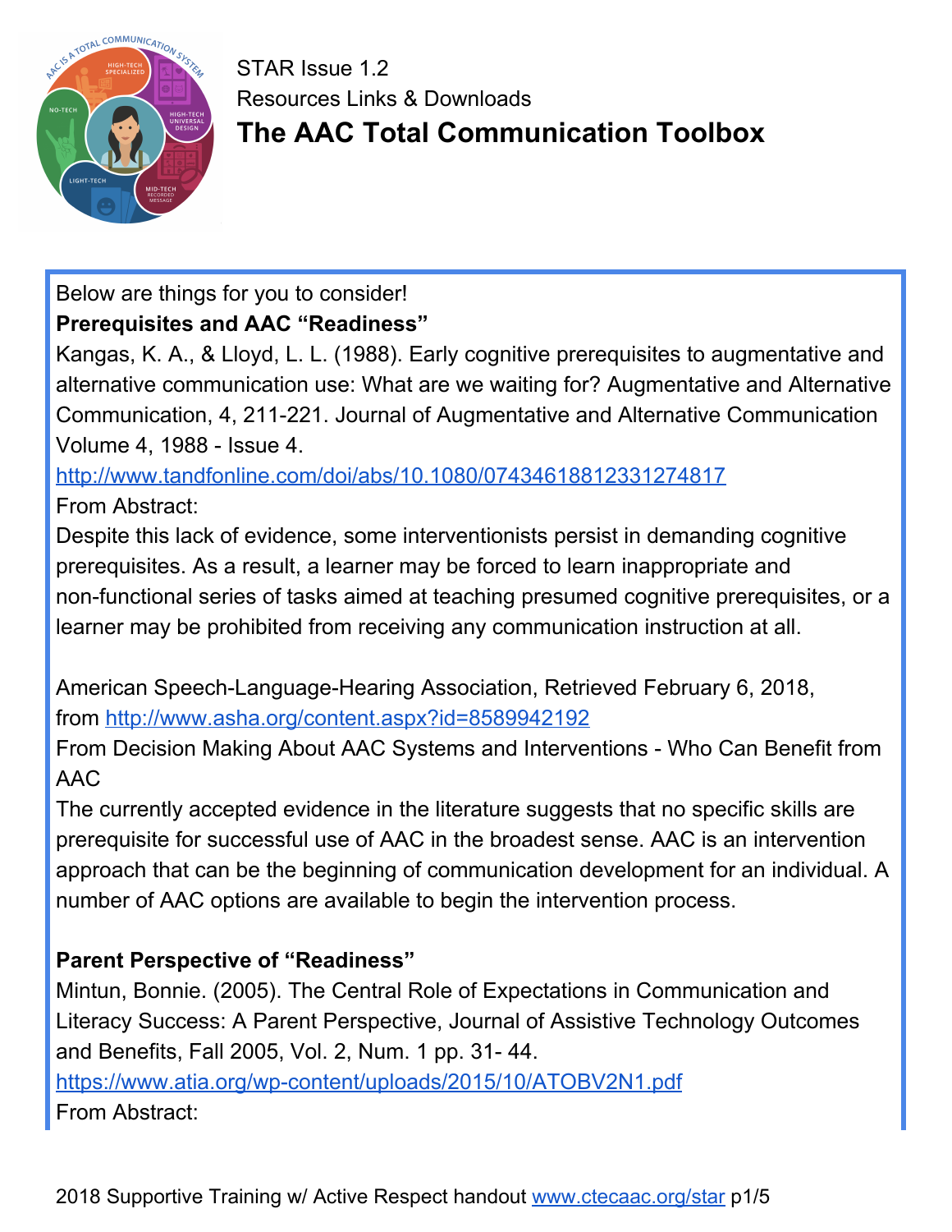STAR Issue 1.2

Resources Links & Downloads

# The AAC Total Communication Toolbox

Below are things for you to consider!

**Prerequisites and AAC "Readiness"**

Kangas, K. A., & Lloyd, L. L. (1988). Early cognitive prerequisites to augmentative and alternative communication use: What are we waiting for? Augmentative and Alternative Communication, 4, 211-221. Journal of Augmentative and Alternative Communication Volume 4, 1988 - Issue 4.

http://www.tandfonline.com/doi/abs/10.1080/07434618812331274817

From Abstract:

Despite this lack of evidence, some interventionists persist in demanding cognitive prerequisites. As a result, a learner may be forced to learn inappropriate and non-functional series of tasks aimed at teaching presumed cognitive prerequisites, or a learner may be prohibited from receiving any communication instruction at all.

American Speech-Language-Hearing Association, Retrieved February 6, 2018, from http://www.asha.org/content.aspx?id=8589942192

From Decision Making About AAC Systems and Interventions - Who Can Benefit from AAC

The currently accepted evidence in the literature suggests that no specific skills are prerequisite for successful use of AAC in the broadest sense. AAC is an intervention approach that can be the beginning of communication development for an individual. A number of AAC options are available to begin the intervention process.

**Parent Perspective of "Readiness"**

Mintun, Bonnie. (2005). The Central Role of Expectations in Communication and Literacy Success: A Parent Perspective, Journal of Assistive Technology Outcomes and Benefits, Fall 2005, Vol. 2, Num. 1 pp. 31- 44.

https://www.atia.org/wp-content/uploads/2015/10/ATOBV2N1.pdf

From Abstract: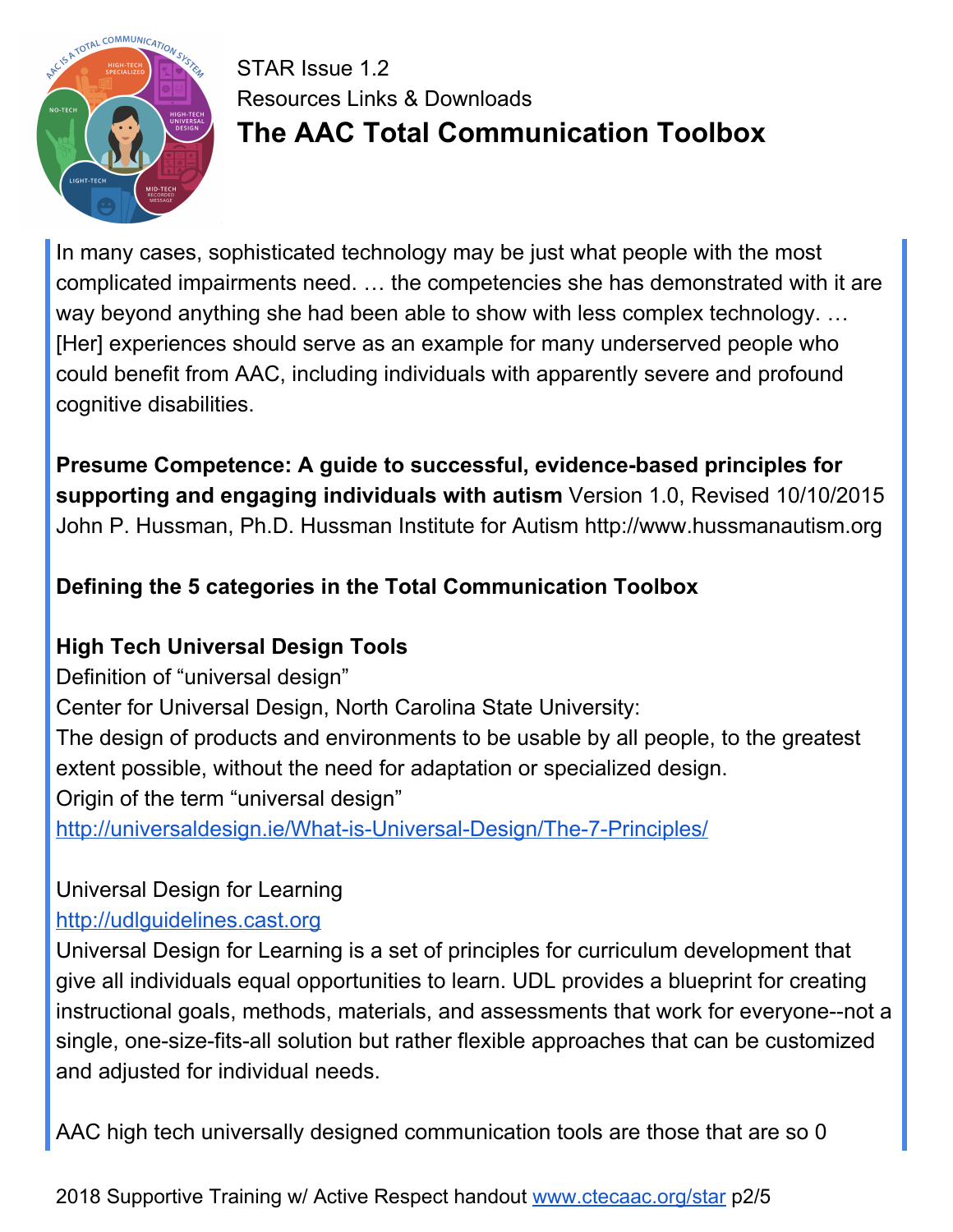STAR Issue 1.2
Resources Links & Downloads

# The AAC Total Communication Toolbox

In many cases, sophisticated technology may be just what people with the most complicated impairments need. … the competencies she has demonstrated with it are way beyond anything she had been able to show with less complex technology. … [Her] experiences should serve as an example for many underserved people who could benefit from AAC, including individuals with apparently severe and profound cognitive disabilities.

**Presume Competence: A guide to successful, evidence-based principles for supporting and engaging individuals with autism** Version 1.0, Revised 10/10/2015 John P. Hussman, Ph.D. Hussman Institute for Autism http://www.hussmanautism.org

**Defining the 5 categories in the Total Communication Toolbox**

**High Tech Universal Design Tools**

Definition of "universal design"

Center for Universal Design, North Carolina State University:

The design of products and environments to be usable by all people, to the greatest extent possible, without the need for adaptation or specialized design.

Origin of the term "universal design"

http://universaldesign.ie/What-is-Universal-Design/The-7-Principles/

Universal Design for Learning

http://udlguidelines.cast.org

Universal Design for Learning is a set of principles for curriculum development that give all individuals equal opportunities to learn. UDL provides a blueprint for creating instructional goals, methods, materials, and assessments that work for everyone--not a single, one-size-fits-all solution but rather flexible approaches that can be customized and adjusted for individual needs.

AAC high tech universally designed communication tools are those that are so 0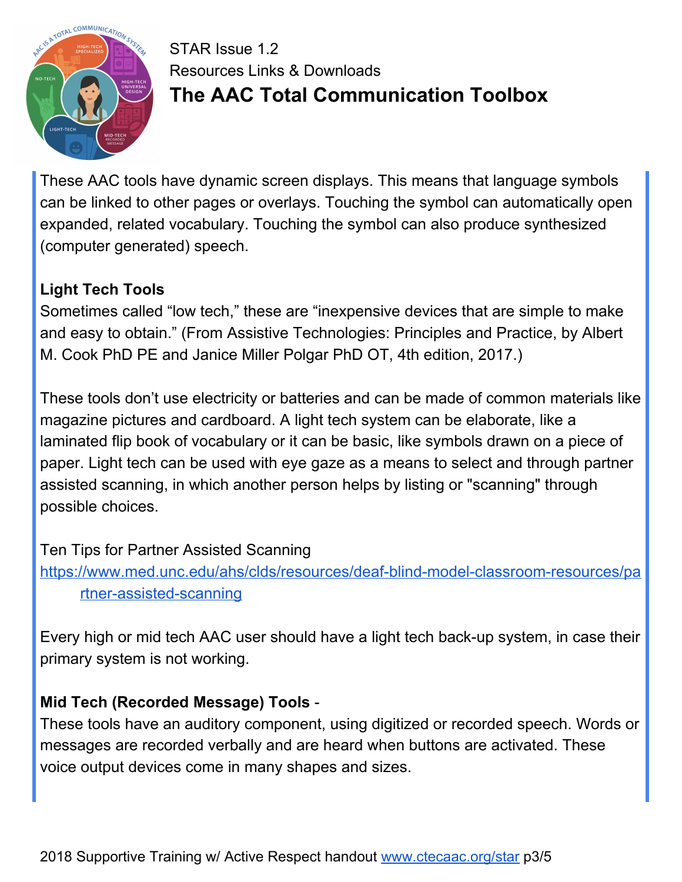STAR Issue 1.2

Resources Links & Downloads

# The AAC Total Communication Toolbox

These AAC tools have dynamic screen displays. This means that language symbols can be linked to other pages or overlays. Touching the symbol can automatically open expanded, related vocabulary. Touching the symbol can also produce synthesized (computer generated) speech.

**Light Tech Tools**

Sometimes called "low tech," these are "inexpensive devices that are simple to make and easy to obtain." (From Assistive Technologies: Principles and Practice, by Albert M. Cook PhD PE and Janice Miller Polgar PhD OT, 4th edition, 2017.)

These tools don't use electricity or batteries and can be made of common materials like magazine pictures and cardboard. A light tech system can be elaborate, like a laminated flip book of vocabulary or it can be basic, like symbols drawn on a piece of paper. Light tech can be used with eye gaze as a means to select and through partner assisted scanning, in which another person helps by listing or "scanning" through possible choices.

Ten Tips for Partner Assisted Scanning
https://www.med.unc.edu/ahs/clds/resources/deaf-blind-model-classroom-resources/partner-assisted-scanning

Every high or mid tech AAC user should have a light tech back-up system, in case their primary system is not working.

**Mid Tech (Recorded Message) Tools** -

These tools have an auditory component, using digitized or recorded speech. Words or messages are recorded verbally and are heard when buttons are activated. These voice output devices come in many shapes and sizes.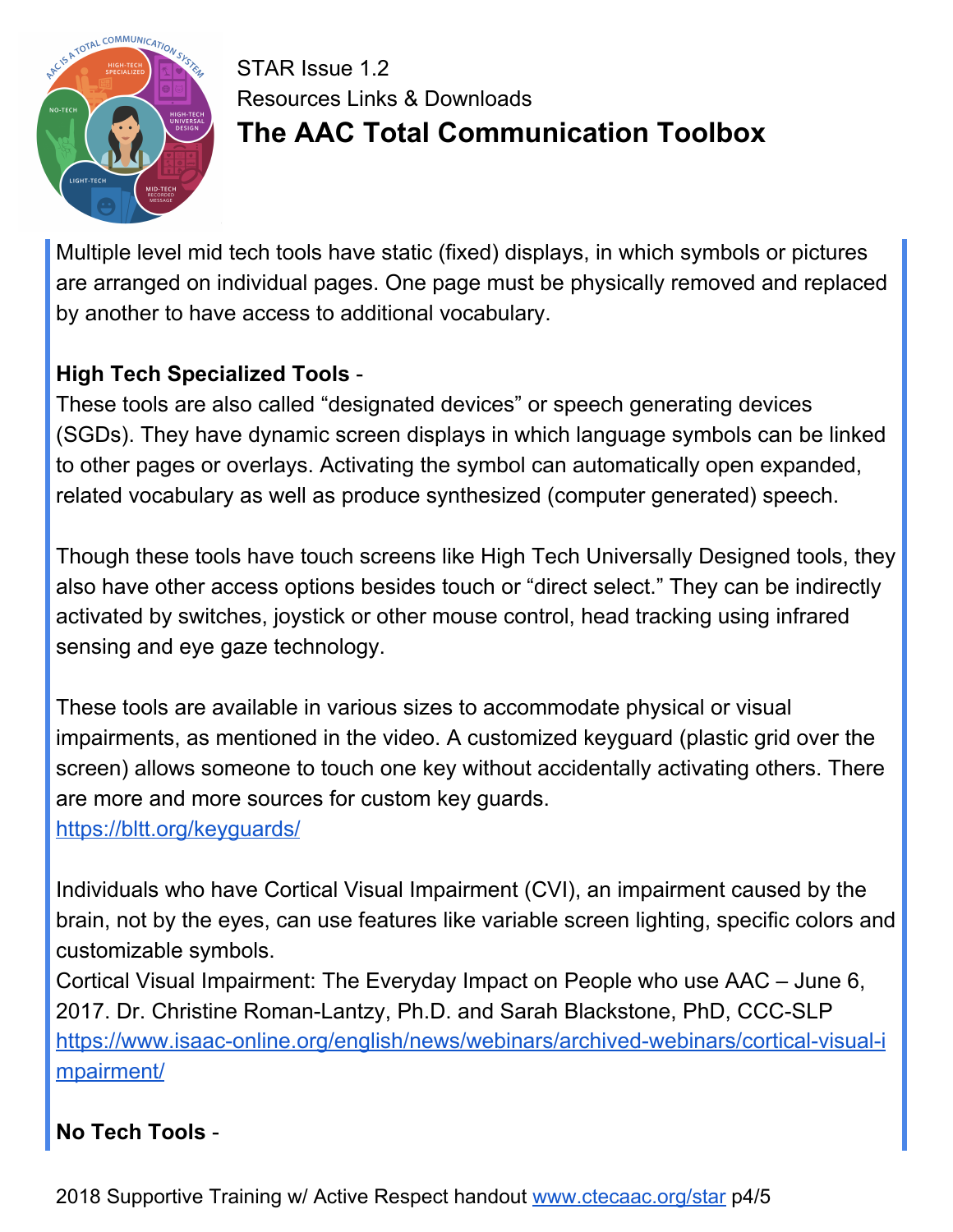Multiple level mid tech tools have static (fixed) displays, in which symbols or pictures are arranged on individual pages. One page must be physically removed and replaced by another to have access to additional vocabulary.

**High Tech Specialized Tools** -

These tools are also called “designated devices” or speech generating devices (SGDs). They have dynamic screen displays in which language symbols can be linked to other pages or overlays. Activating the symbol can automatically open expanded, related vocabulary as well as produce synthesized (computer generated) speech.

Though these tools have touch screens like High Tech Universally Designed tools, they also have other access options besides touch or “direct select.” They can be indirectly activated by switches, joystick or other mouse control, head tracking using infrared sensing and eye gaze technology.

These tools are available in various sizes to accommodate physical or visual impairments, as mentioned in the video. A customized keyguard (plastic grid over the screen) allows someone to touch one key without accidentally activating others. There are more and more sources for custom key guards.
https://bltt.org/keyguards/

Individuals who have Cortical Visual Impairment (CVI), an impairment caused by the brain, not by the eyes, can use features like variable screen lighting, specific colors and customizable symbols.
Cortical Visual Impairment: The Everyday Impact on People who use AAC – June 6, 2017. Dr. Christine Roman-Lantzy, Ph.D. and Sarah Blackstone, PhD, CCC-SLP
https://www.isaac-online.org/english/news/webinars/archived-webinars/cortical-visual-impairment/

**No Tech Tools** -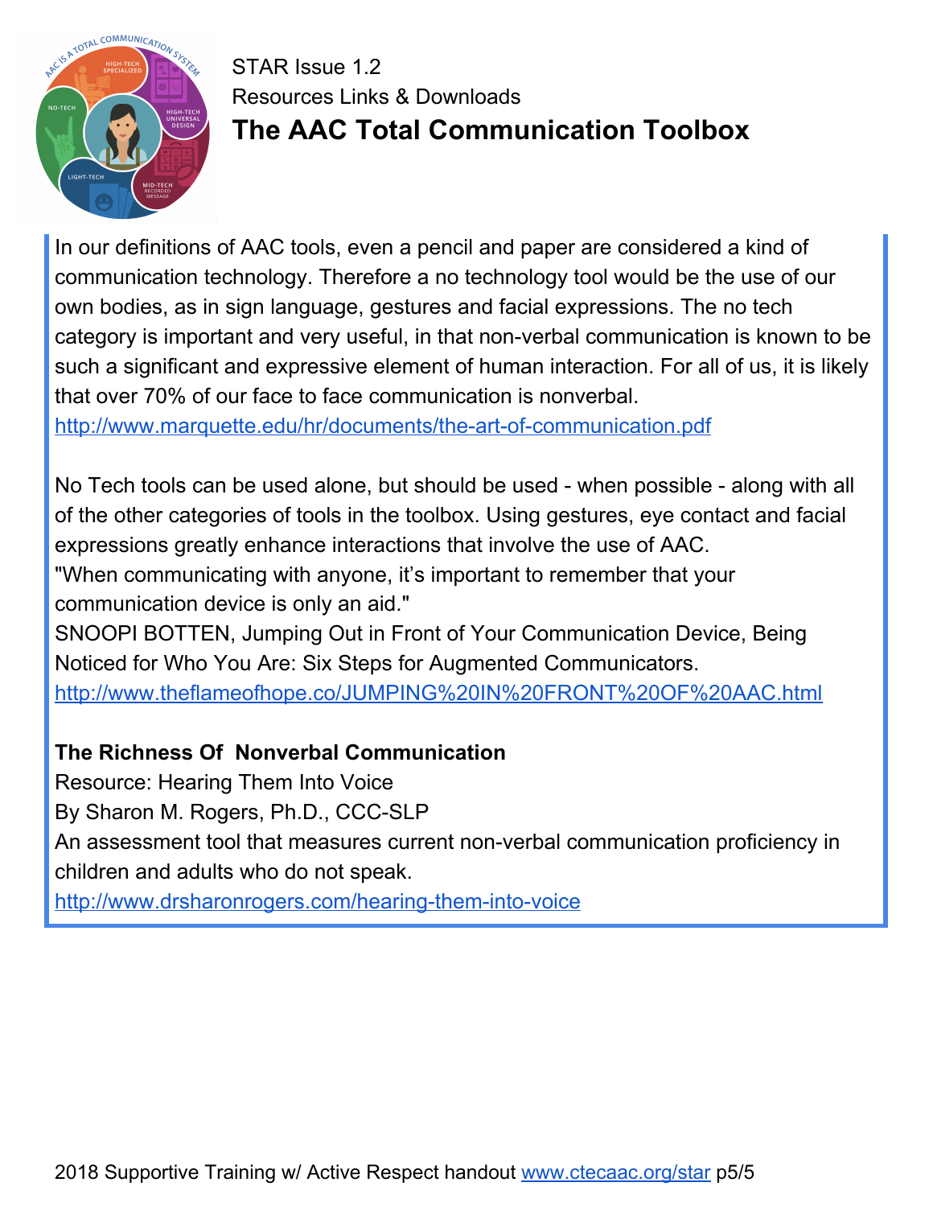STAR Issue 1.2

Resources Links & Downloads

# The AAC Total Communication Toolbox

In our definitions of AAC tools, even a pencil and paper are considered a kind of communication technology. Therefore a no technology tool would be the use of our own bodies, as in sign language, gestures and facial expressions. The no tech category is important and very useful, in that non-verbal communication is known to be such a significant and expressive element of human interaction. For all of us, it is likely that over 70% of our face to face communication is nonverbal.
http://www.marquette.edu/hr/documents/the-art-of-communication.pdf

No Tech tools can be used alone, but should be used - when possible - along with all of the other categories of tools in the toolbox. Using gestures, eye contact and facial expressions greatly enhance interactions that involve the use of AAC.
"When communicating with anyone, it's important to remember that your communication device is only an aid."
SNOOPI BOTTEN, Jumping Out in Front of Your Communication Device, Being Noticed for Who You Are: Six Steps for Augmented Communicators.
http://www.theflameofhope.co/JUMPING%20IN%20FRONT%20OF%20AAC.html

**The Richness Of Nonverbal Communication**
Resource: Hearing Them Into Voice
By Sharon M. Rogers, Ph.D., CCC-SLP
An assessment tool that measures current non-verbal communication proficiency in children and adults who do not speak.
http://www.drsharonrogers.com/hearing-them-into-voice

2018 Supportive Training w/ Active Respect handout www.ctecaac.org/star